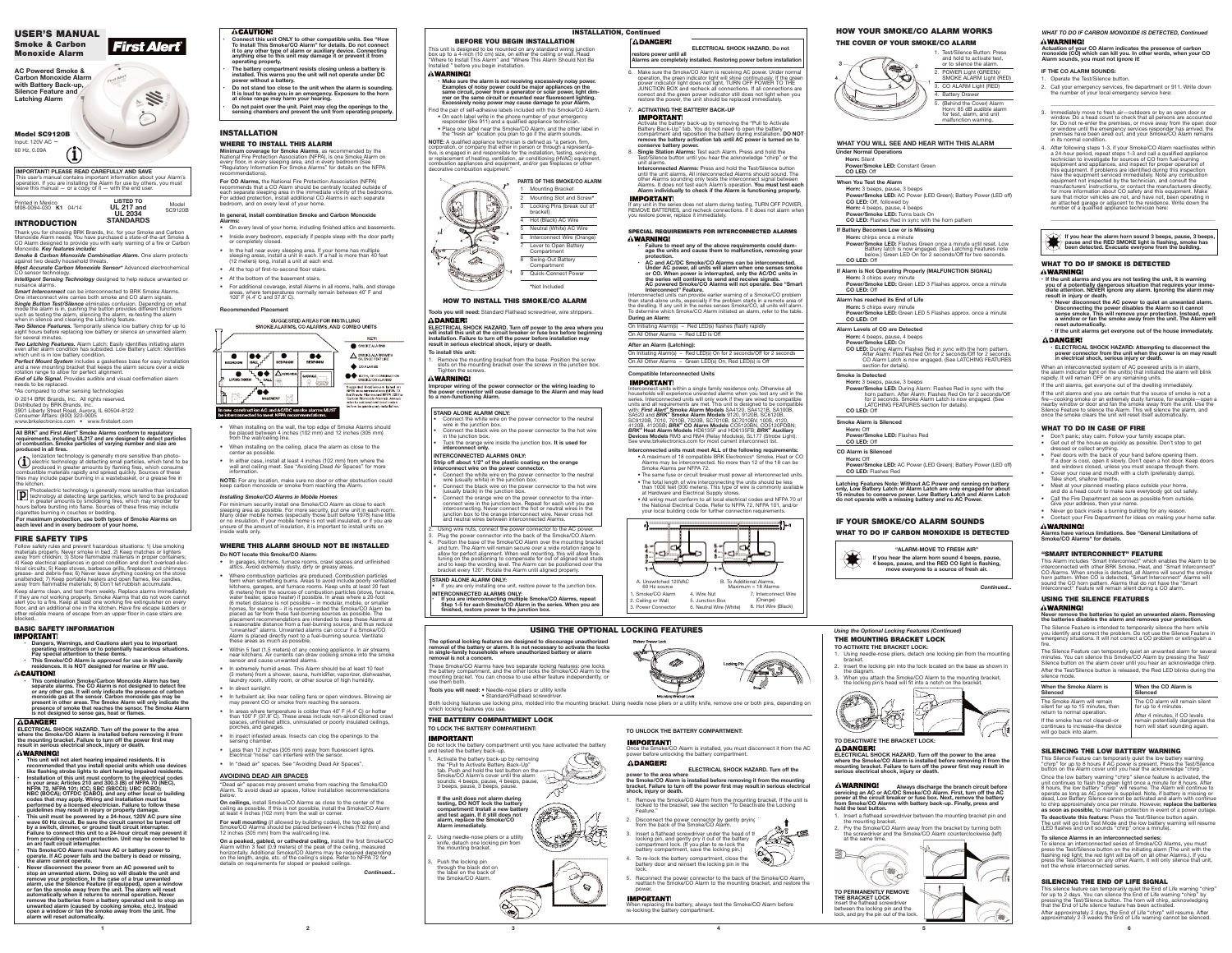# USER'S MANUAL

## Smoke & Carbon Monoxide Alarm

First Alert

**AC Powered Smoke & Carbon Monoxide Alarm with Battery Back-up, Silence Feature and Latching Alarm**

**Model SC9120B**

Input: 120V AC — 60 Hz, 0.09A

**IMPORTANT! PLEASE READ CAREFULLY AND SAVE**
This user's manual contains important information about your Alarm's operation. If you are installing the Alarm for use by others, you must leave this manual — or a copy of it — with the end user.

Printed in Mexico M08-0094-030 **K1** 04/14

**LISTED TO UL 217 and UL 2034 STANDARDS**

Model SC9120B

## INTRODUCTION

Thank you for choosing BRK Brands, Inc. for your Smoke and Carbon Monoxide Alarm needs. You have purchased a state-of-the-art Smoke & CO Alarm designed to provide you with early warning of a fire or Carbon Monoxide. **Key features include:**

***Smoke & Carbon Monoxide Combination Alarm.*** One alarm protects against two deadly household threats.

***Most Accurate Carbon Monoxide Sensor**** Advanced electrochemical CO sensor technology.

***Intelligent Sensing Technology*** designed to help reduce unwanted or nuisance alarms.

***Smart Interconnect*** can be interconnected to BRK Smoke Alarms. One interconnect wire carries both smoke and CO alarm signals.

***Single Button Test/Silence*** eliminates confusion. Depending on what mode the alarm is in, pushing the button provides different functions such as testing the alarm, silencing the alarm, re-testing the alarm when in silence and clearing the Latching feature.

***Two Silence Features.*** Temporarily silence low battery chirp for up to eight hours before replacing low battery or silence an unwanted alarm for several minutes.

***Two Latching Features.*** Alarm Latch: Easily identifies initiating alarm even after alarm condition has subsided. Low Battery Latch: Identifies which unit is in low battery condition.

***Perfect Mount System*** includes a gasketless base for easy installation and a new mounting bracket that keeps the alarm secure over a wide rotation range to allow for perfect alignment.

***End of Life Signal.*** Provides audible and visual confirmation alarm needs to be replaced.

*As compared to other sensing technologies

© 2014 BRK Brands, Inc. All rights reserved.
Distributed by BRK Brands, Inc.
3901 Liberty Street Road, Aurora, IL 60504-8122
Consumer Affairs: (800) 323-9005
www.brkelectronics.com • www.firstalert.com

**All BRK® and First Alert® Smoke Alarms conform to regulatory requirements, including UL217 and are designed to detect particles of combustion. Smoke particles of varying number and size are produced in all fires.**

Ionization technology is generally more sensitive than photoelectric technology at detecting small particles, which tend to be produced in greater amounts by flaming fires, which consume combustible materials rapidly and spread quickly. Sources of these fires may include paper burning in a wastebasket, or a grease fire in the kitchen.

Photoelectric technology is generally more sensitive than ionization technology at detecting large particles, which tend to be produced in greater amounts by smoldering fires, which may smolder for hours before bursting into flame. Sources of these fires may include cigarettes burning in couches or bedding.

**For maximum protection, use both types of Smoke Alarms on each level and in every bedroom of your home.**

## FIRE SAFETY TIPS

Follow safety rules and prevent hazardous situations: 1) Use smoking materials properly. Never smoke in bed. 2) Keep matches or lighters away from children; 3) Store flammable materials in proper containers; 4) Keep electrical appliances in good condition and don't overload electrical circuits; 5) Keep stoves, barbecue grills, fireplaces and chimneys grease- and debris-free; 6) Never leave anything cooking on the stove unattended; 7) Keep portable heaters and open flames, like candles, away from flammable materials; 8) Don't let rubbish accumulate.

Keep alarms clean, and test them weekly. Replace alarms immediately if they are not working properly. Smoke Alarms that do not work cannot alert you to a fire. Keep at least one working fire extinguisher on every floor, and an additional one in the kitchen. Have fire escape ladders or other reliable means of escape from an upper floor in case stairs are blocked.

### BASIC SAFETY INFORMATION

**IMPORTANT!**

- **Dangers, Warnings, and Cautions alert you to important operating instructions or to potentially hazardous situations. Pay special attention to these items.**
- **This Smoke/CO Alarm is approved for use in single-family residences. It is NOT designed for marine or RV use.**

**⚠CAUTION!**

- **This combination Smoke/Carbon Monoxide Alarm has two separate alarms. The CO Alarm is not designed to detect fire or any other gas. It will only indicate the presence of carbon monoxide gas at the sensor. Carbon monoxide gas may be present in other areas. The Smoke Alarm will only indicate the presence of smoke that reaches the sensor. The Smoke Alarm is not designed to sense gas, heat or flames.**

**⚠DANGER!**

**ELECTRICAL SHOCK HAZARD. Turn off the power to the area where the Smoke/CO Alarm is installed before removing it from the mounting bracket. Failure to turn off the power first may result in serious electrical shock, injury or death.**

**⚠WARNING!**

- **This unit will not alert hearing impaired residents. It is recommended that you install special units which use devices like flashing strobe lights to alert hearing impaired residents.**
- **Installation of this unit must conform to the electrical codes in your area; Articles 210 and 300.3 (B) of NFPA 70 (NEC), NFPA 72, NFPA 101; ICC IBC (SBCCI); UBC (ICBO); NBC (BOCA); OTFDC (CABO), and any other local or building codes that may apply. Wiring and general installation must be performed by a licensed electrician. Failure to follow these guidelines may result in injury or property damage.**
- **This unit must be powered by a 24-hour, 120V AC pure sine wave 60 Hz circuit. Be sure the circuit cannot be turned off by a switch, dimmer, or ground fault circuit interrupter. Failure to connect this unit to a 24-hour circuit may prevent it from providing constant protection. Unit may be connected to an arc fault circuit interrupter.**
- **This Smoke/CO Alarm must have AC or battery power to operate. If AC power fails and the battery is dead or missing, the alarm cannot operate.**
- **Never disconnect the power from an AC powered unit to stop an unwanted alarm. Doing so will disable the unit and remove your protection. In the case of a true unwanted alarm, use the Silence Feature (if equipped), open a window or fan the smoke away from the unit. The alarm will reset automatically when it returns to normal operation. Never remove the batteries from a battery operated unit to stop an unwanted alarm (caused by cooking smoke, etc.). Instead open a window or fan the smoke away from the unit. The alarm will reset automatically.**

**⚠CAUTION!**

- **Connect this unit ONLY to other compatible units. See "How To Install This Smoke/CO Alarm" for details. Do not connect it to any other type of alarm or auxiliary device. Connecting anything else to this unit may damage it or prevent it from operating properly.**
- **The battery compartment resists closing unless a battery is installed. This warns you the unit will not operate under DC power without a battery.**
- **Do not stand too close to the unit when the alarm is sounding. It is loud to wake you in an emergency. Exposure to the horn at close range may harm your hearing.**
- **Do not paint over the unit. Paint may clog the openings to the sensing chambers and prevent the unit from operating properly.**

## INSTALLATION

### WHERE TO INSTALL THIS ALARM

**Minimum coverage for Smoke Alarms**, as recommended by the National Fire Protection Association (NFPA), is one Smoke Alarm on every floor, in every sleeping area, and in every bedroom (See "Regulatory Information For Smoke Alarms" for details on the NFPA recommendations).

**For CO Alarms**, the National Fire Protection Association (NFPA) recommends that a CO Alarm should be centrally located outside of each separate sleeping area in the immediate vicinity of the bedrooms. For added protection, install additional CO Alarms in each separate bedroom, and on every level of your home.

**In general, install combination Smoke and Carbon Monoxide Alarms:**

- On every level of your home, including finished attics and basements.
- Inside every bedroom, especially if people sleep with the door partly or completely closed.
- In the hall near every sleeping area. If your home has multiple sleeping areas, install a unit in each. If a hall is more than 40 feet (12 meters) long, install a unit at each end.
- At the top of first-to-second floor stairs.
- At the bottom of the basement stairs.
- For additional coverage, install Alarms in all rooms, halls, and storage areas, where temperatures normally remain between 40° F and 100° F (4.4° C and 37.8° C).

**Recommended Placement**

SUGGESTED AREAS FOR INSTALLING SMOKE ALARMS, CO ALARMS, AND COMBO UNITS

KEY: SMOKE ALARMS; SMOKE ALARMS WITH SILENCE FEATURE; CO ALARMS; SMOKE OR COMBINATION SMOKE/CO ALARMS

Suggested locations are based on NFPA and requirements NFPA 72 the National Fire Alarm Code. Always refer to national and local codes or to recommended practices.

**In new construction AC and AC/DC smoke alarms MUST be interconnected to meet NFPA recommendations.**

- When installing on the wall, the top edge of Smoke Alarms should be placed between 4 inches (102 mm) and 12 inches (305 mm) from the wall/ceiling line.
- When installing on the ceiling, place the alarm as close to the center as possible.
- In either case, install at least 4 inches (102 mm) from where the wall and ceiling meet. See "Avoiding Dead Air Spaces" for more information.

**NOTE:** For any location, make sure no door or other obstruction could keep carbon monoxide or smoke from reaching the Alarm.

***Installing Smoke/CO Alarms in Mobile Homes***

For minimum security install one Smoke/CO Alarm as close to each sleeping area as possible. For more security, put one unit in each room. Many older mobile homes (especially those built before 1978) have little or no insulation. If your mobile home is not well insulated, or if you are unsure of the amount of insulation, it is important to install units on inside walls only.

### WHERE THIS ALARM SHOULD NOT BE INSTALLED

**Do NOT locate this Smoke/CO Alarm:**

- In garages, kitchens, furnace rooms, crawl spaces and unfinished attics. Avoid extremely dusty, dirty or greasy areas.
- Where combustion particles are produced. Combustion particles form when something burns. Areas to avoid include poorly ventilated kitchens, garages, and furnace rooms. Keep units at least 20 feet (6 meters) from the sources of combustion particles (stove, furnace, water heater, space heater) if possible. In areas where a 20-foot (6 meter) distance is not possible – in modular, mobile, or smaller homes, for example – it is recommended the Smoke/CO Alarm be placed as far from these fuel-burning sources as possible. The placement recommendations are intended to keep these Alarms at a reasonable distance from a fuel-burning source, and thus reduce "unwanted" alarms. Unwanted alarms can occur if a Smoke/CO Alarm is placed directly next to a fuel-burning source. Ventilate these areas as much as possible.
- Within 5 feet (1.5 meters) of any cooking appliance. In air streams near kitchens. Air currents can draw cooking smoke into the smoke sensor and cause unwanted alarms.
- In extremely humid areas. This Alarm should be at least 10 feet (3 meters) from a shower, sauna, humidifier, vaporizer, dishwasher, laundry room, utility room, or other source of high humidity.
- In direct sunlight.
- In turbulent air, like near ceiling fans or open windows. Blowing air may prevent CO or smoke from reaching the sensors.
- In areas where temperature is colder than 40° F (4.4° C) or hotter than 100° F (37.8° C). These areas include non-airconditioned crawl spaces, unfinished attics, uninsulated or poorly insulated ceilings, porches and garages.
- In insect infested areas. Insects can clog the openings to the sensing chamber.
- Less than 12 inches (305 mm) away from fluorescent lights. Electrical "noise" can interfere with the sensor.
- In "dead air" spaces. See "Avoiding Dead Air Spaces".

### AVOIDING DEAD AIR SPACES

"Dead air" spaces may prevent smoke from reaching the Smoke/CO Alarm. To avoid dead air spaces, follow installation recommendations below.

**On ceilings,** install Smoke/CO Alarms as close to the center of the ceiling as possible. If this is not possible, install the Smoke/CO Alarm at least 4 inches (102 mm) from the wall or corner.

**For wall mounting** (if allowed by building codes), the top edge of Smoke/CO Alarms should be placed between 4 inches (102 mm) and 12 inches (305 mm) from the wall/ceiling line.

**On a peaked, gabled, or cathedral ceiling,** install the first Smoke/CO Alarm within 3 feet (0.9 meters) of the peak of the ceiling, measured horizontally. Additional Smoke/CO Alarms may be required depending on the length, angle, etc. of the ceiling's slope. Refer to NFPA 72 for details on requirements for sloped or peaked ceilings.

*Continued...*

## INSTALLATION, Continued

### BEFORE YOU BEGIN INSTALLATION

This unit is designed to be mounted on any standard wiring junction box up to a 4-inch (10 cm) size, on either the ceiling or wall. Read "Where to Install This Alarm" and "Where This Alarm Should Not Be Installed " before you begin installation.

**⚠WARNING!**

- **Make sure the alarm is not receiving excessively noisy power. Examples of noisy power could be major appliances on the same circuit, power from a generator or solar power, light dimmer on the same circuit or mounted near fluorescent lighting. Excessively noisy power may cause damage to your Alarm.**

Find the pair of self-adhesive labels included with this Smoke/CO Alarm.

- On each label write in the phone number of your emergency responder (like 911) and a qualified appliance technician.
- Place one label near the Smoke/CO Alarm, and the other label in the "fresh air" location you plan to go if the alarm sounds.

**NOTE:** A qualified appliance technician is defined as "a person, firm, corporation, or company that either in person or through a representative, is engaged in and responsible for the installation, testing, servicing, or replacement of heating, ventilation, air conditioning (HVAC) equipment, combustion appliances and equipment, and/or gas fireplaces or other decorative combustion equipment."

**PARTS OF THIS SMOKE/CO ALARM**

1. Mounting Bracket
2. Mounting Slot and Screw*
3. Locking Pins (break out of bracket)
4. Hot (Black) AC Wire
5. Neutral (White) AC Wire
6. Interconnect Wire (Orange)
7. Lever to Open Battery Compartment
8. Swing-Out Battery Compartment
9. Quick-Connect Power

*Not Included

### HOW TO INSTALL THIS SMOKE/CO ALARM

**Tools you will need:** Standard Flathead screwdriver, wire strippers.

**⚠DANGER!**

**ELECTRICAL SHOCK HAZARD. Turn off power to the area where you will install this unit at the circuit breaker or fuse box before beginning installation. Failure to turn off the power before installation may result in serious electrical shock, injury or death.**

**To install this unit:**

1. Remove the mounting bracket from the base. Position the screw slots on the mounting bracket over the screws in the junction box. Tighten the screws.

**⚠WARNING!**

**Improper wiring of the power connector or the wiring leading to the power connector will cause damage to the Alarm and may lead to a non-functioning Alarm.**

**STAND ALONE ALARM ONLY:**

- Connect the white wire on the power connector to the neutral wire in the junction box.
- Connect the black wire on the power connector to the hot wire in the junction box.
- Tuck the orange wire inside the junction box. **It is used for interconnect only.**

**INTERCONNECTED ALARMS ONLY:**

**Strip off about 1/2" of the plastic coating on the orange interconnect wire on the power connector.**

- Connect the white wire on the power connector to the neutral wire (usually white) in the junction box.
- Connect the black wire on the power connector to the hot wire (usually black) in the junction box.
- Connect the orange wire on the power connector to the interconnect wire in the junction box. Repeat for each unit you are interconnecting. Never connect the hot or neutral wires in the junction box to the orange interconnect wire. Verify the hot and neutral wires between interconnected Alarms.

2. Using wire nuts, connect the power connector to the AC power.
3. Plug the power connector into the back of the Smoke/CO Alarm.
4. Position the base of the Smoke/CO Alarm over the mounting bracket and turn. The Alarm will remain secure over a wide rotation range to allow for perfect alignment. When wall mounting, this will allow fine-tuning on the positioning to compensate for out of aligned wall studs and to keep the wording level. The Alarm can be positioned over the bracket every 120°. Rotate the Alarm until aligned properly.

**STAND ALONE ALARM ONLY:**

- If you are only installing one unit, restore power to the junction box.

**INTERCONNECTED ALARMS ONLY:**

- **If you are interconnecting multiple Smoke/CO Alarms, repeat Step 1-5 for each Smoke/CO Alarm in the series. When you are finished, restore power to the junction box.**

**⚠DANGER!**

**ELECTRICAL SHOCK HAZARD. Do not restore power until all Alarms are completely installed. Restoring power before installation**

6. Make sure the Smoke/CO Alarm is receiving AC power. Under normal operation, the green indicator light will shine continuously. If the green power indicator light does not light, TURN OFF POWER TO THE JUNCTION BOX and recheck all connections. If all connections are correct and the green power indicator still does not light when you restore the power, the unit should be replaced immediately.
7. **ACTIVATING THE BATTERY BACK-UP**

**IMPORTANT!**

Activate the battery back-up by removing the "Pull to Activate Battery Back-Up" tab. You do not need to open the battery compartment and reposition the battery during installation. **DO NOT remove the battery activation tab until AC power is turned on to conserve battery power.**

8. **Single Station Alarms:** Test each Alarm. Press and hold the Test/Silence button until you hear the acknowledge "chirp" or the unit alarms.

**Interconnected Alarms:** Press and hold the Test/Silence button until the unit alarms. All interconnected Alarms should sound. The other Alarms sounding only tests the interconnect signal between, and the function of the sensors for each unit. **You must test each Alarm individually to check if the Alarm is functioning properly.**

**IMPORTANT!**

If any unit in the series does not alarm during testing, TURN OFF POWER, REMOVE BATTERIES, and recheck connections. If it does not alarm when you restore power, replace it immediately.

### SPECIAL REQUIREMENTS FOR INTERCONNECTED ALARMS

**⚠WARNING!**

- **Failure to meet any of the above requirements could damage the units and cause them to malfunction, removing your protection.**
- **AC and AC/DC Smoke/CO Alarms can be interconnected. Under AC power, all units will alarm when one senses smoke or CO. When power is interrupted, only the AC/DC units in the series will continue to send and receive signals. AC powered Smoke/CO Alarms will not operate. See "Smart Interconnect" Feature.**

Interconnected units can provide earlier warning of a Smoke/CO problem than stand-alone units, especially if the problem starts in a remote area of the dwelling. If any unit in the series senses Smoke/CO, all units will alarm. To determine which Smoke/CO Alarm initiated an alarm, refer to the table.

**During an Alarm:**

| | |
|---|---|
| On Initiating Alarm(s) | Red LED(s) flashes (flash) rapidly |
| On All Other Alarms | Red LED is Off |

**After an Alarm (Latching):**

| | |
|---|---|
| On Initiating Alarm(s) | Red LED(s) On for 2 seconds/Off for 2 seconds |
| On All Other Alarms | Green LED(s) On, Red LED(s) is Off |

**Compatible Interconnected Units**

**IMPORTANT!**

Interconnect units within a single family residence only. Otherwise all households will experience unwanted alarms when you test any unit in the series. Interconnected units will only work if they are wired to compatible units and all requirements are met. This unit is designed to be compatible with: **First Alert® Smoke Alarm Models** SA4120, SA4121B, SA100B, SA520 and **BRK® Smoke Alarm Models** 9120, 9120B, SC6120B, SC9120B, 7010, 7010B, 7020B, SC7010B, SC7010BV, 1000, 4120, 4120B, 4120SB; **BRK® CO Alarm Models** CO5120BN, CO5120PBN; **BRK® Heat Alarm Models** HD6135F and HD6135FB; **BRK® Auxiliary Devices Models** RM3 and RM4 (Relay Modules), SL177 (Strobe Light). See www.brkelectronics.com for most current interconnect list.

**Interconnected units must meet ALL of the following requirements:**

- A maximum of 18 compatible BRK Electronics® Smoke, Heat or CO Alarms may be interconnected. No more than 12 of the 18 can be Smoke Alarms per NFPA 72.
- The same fuse or circuit breaker must power all interconnected units.
- The total length of wire interconnecting the units should be less than 1000 feet (300 meters). This type of wire is commonly available at Hardware and Electrical Supply stores.
- All wiring must conform to all local electrical codes and NFPA 70 of the National Electrical Code. Refer to NFPA 72, NFPA 101, and/or your local building code for further connection requirements.

A. Unswitched 120VAC 60 Hz source
B. To Additional Alarms, Maximum = 18 Alarms

1. Smoke/CO Alarm
2. Ceiling or Wall
3. Power Connector
4. Wire Nut
5. Junction Box
6. Neutral Wire (White)
7. Interconnect Wire (Orange)
8. Hot Wire (Black)

## HOW YOUR SMOKE/CO ALARM WORKS

### THE COVER OF YOUR SMOKE/CO ALARM

1. Test/Silence Button: Press and hold to activate test, or to silence the alarm.
2. POWER Light (GREEN)/ SMOKE ALARM Light (RED)
3. CO ALARM Light (RED)
4. Battery Drawer
5. (Behind the Cover) Alarm Horn: 85 dB audible alarm for test, alarm, and malfunction warning.

### WHAT YOU WILL SEE AND HEAR WITH THIS ALARM

**Under Normal Operations**
**Horn:** Silent
**Power/Smoke LED:** Constant Green
**CO LED:** Off

**When You Test the Alarm**
**Horn:** 3 beeps, pause, 3 beeps
**Power/Smoke LED:** AC Power (LED Green); Battery Power (LED off)
**CO LED:** Off, followed by
**Horn:** 4 beeps, pause, 4 beeps
**Power/Smoke LED:** Turns back On
**CO LED:** Flashes Red in sync with the horn pattern

**If Battery Becomes Low or is Missing**
**Horn:** chirps once a minute
**Power/Smoke LED:** Flashes Green once a minute until reset. Low Battery latch is now engaged. (See Latching Features note below.) Green LED On for 2 seconds/Off for two seconds.
**CO LED:** Off

**If Alarm is Not Operating Properly (MALFUNCTION SIGNAL)**
**Horn:** 3 chirps every minute
**Power/Smoke LED:** Green LED 3 Flashes approx. once a minute
**CO LED:** Off

**Alarm has reached its End of Life**
**Horn:** 5 chirps every minute
**Power/Smoke LED:** Green LED 5 Flashes approx. once a minute
**CO LED:** Off

**Alarm Levels of CO are Detected**
**Horn:** 4 beeps, pause, 4 beeps
**Power/Smoke LED:** On
**CO LED:** During Alarm: Flashes Red in sync with the horn pattern. After Alarm: Flashes Red On for 2 seconds/Off for 2 seconds. CO Alarm Latch is now engaged. (See LATCHING FEATURES section for details).

**Smoke is Detected**
**Horn:** 3 beeps, pause, 3 beeps
**Power/Smoke LED:** During Alarm: Flashes Red in sync with the horn pattern. After Alarm: Flashes Red On for 2 seconds/Off for 2 seconds. Smoke Alarm Latch is now engaged. (See LATCHING FEATURES section for details).
**CO LED:** Off

**Smoke Alarm is Silenced**
**Horn:** Off
**Power/Smoke LED:** Flashes Red
**CO LED:** Off

**CO Alarm is Silenced**
**Horn:** Off
**Power/Smoke LED:** AC Power (LED Green); Battery Power (LED off)
**CO LED:** Flashes Red

**Latching Features Note: Without AC Power and running on battery only, Low Battery Latch or Alarm Latch are only engaged for about 15 minutes to conserve power. Low Battery Latch and Alarm Latch do not operate with a missing battery and no AC Power.**

## IF YOUR SMOKE/CO ALARM SOUNDS

### WHAT TO DO IF CARBON MONOXIDE IS DETECTED

**"ALARM–MOVE TO FRESH AIR"**

**If you hear the alarm horn sound 4 beeps, pause, 4 beeps, pause, and the RED CO light is flashing, move to a source of fresh air.**

*Continued...*

*WHAT TO DO IF CARBON MONOXIDE IS DETECTED, Continued*

**⚠WARNING!**

**Actuation of your CO Alarm indicates the presence of carbon monoxide (CO) which can kill you. In other words, when your CO Alarm sounds, you must not ignore it!**

**IF THE CO ALARM SOUNDS:**

1. Operate the Test/Silence button.
2. Call your emergency services, fire department or 911. Write down the number of your local emergency service here: ____________
3. Immediately move to fresh air—outdoors or by an open door or window. Do a head count to check that all persons are accounted for. Do not re-enter the premises, or move away from the open door or window until the emergency services responder has arrived, the premises have been aired out, and your Smoke/CO Alarm remains in its normal condition.
4. After following steps 1-3, if your Smoke/CO Alarm reactivates within a 24-hour period, repeat steps 1-3 and call a qualified appliance technician to investigate for sources of CO from fuel-burning equipment and appliances, and inspect for proper operation of this equipment. If problems are identified during this inspection have the equipment serviced immediately. Note any combustion equipment not inspected by the technician, and consult the manufacturers' instructions, or contact the manufacturers directly, for more information about CO safety and this equipment. Make sure that motor vehicles are not, and have not, been operating in an attached garage or adjacent to the residence. Write down the number of a qualified appliance technician here: ____________

**If you hear the alarm horn sound 3 beeps, 3 beeps, pause and the RED SMOKE light is flashing, smoke has been detected. Evacuate everyone from the building.**

### WHAT TO DO IF SMOKE IS DETECTED

**⚠WARNING!**

- **If the unit alarms and you are not testing the unit, it is warning you of a potentially dangerous situation that requires your immediate attention. NEVER ignore any alarm. Ignoring the alarm may result in injury or death.**
- **Never disconnect the AC power to quiet an unwanted alarm. Disconnecting the power disables the Alarm so it cannot sense smoke. This will remove your protection. Instead, open a window or fan the smoke away from the unit. The Alarm will reset automatically.**
- **If the unit alarms get everyone out of the house immediately.**

**⚠DANGER!**

- **ELECTRICAL SHOCK HAZARD: Attempting to disconnect the power connector from the unit when the power is on may result in electrical shock, serious injury or death.**

When an interconnected system of AC powered units is in alarm, the alarm indicator light on the unit(s) that initiated the alarm will blink rapidly. It will remain OFF on any remaining units.

If the unit alarms, get everyone out of the dwelling immediately.

If the unit alarms and you are certain that the source of smoke is not a fire—cooking smoke or an extremely dusty furnace, for example—open a nearby window or door and fan the smoke away from the unit. Use the Silence Feature to silence the alarm. This will silence the alarm, and once the smoke clears the unit will reset itself automatically.

### WHAT TO DO IN CASE OF FIRE

- Don't panic; stay calm. Follow your family escape plan.
- Get out of the house as quickly as possible. Don't stop to get dressed or collect anything.
- Feel doors with the back of your hand before opening them. If a door is cool, open it slowly. Don't open a hot door. Keep doors and windows closed, unless you must escape through them.
- Cover your nose and mouth with a cloth (preferably damp). Take short, shallow breaths.
- Meet at your planned meeting place outside your home, and do a head count to make sure everybody got out safely.
- Call the Fire Department as soon as possible from outside. Give your address, then your name.
- Never go back inside a burning building for any reason.
- Contact your Fire Department for ideas on making your home safer.

**⚠WARNING!**

**Alarms have various limitations. See "General Limitations of Smoke/CO Alarms" for details.**

### "SMART INTERCONNECT" FEATURE

This Alarm includes "Smart Interconnect" which enables the Alarm to be interconnected with other BRK Smoke, Heat, and "Smart Interconnect" CO Alarms. When smoke is detected, all Alarms will sound the smoke horn pattern. When CO is detected, "Smart Interconnect" Alarms will sound the CO horn pattern. Alarms that do not have the "Smart Interconnect" Feature will remain silent during a CO alarm.

### USING THE SILENCE FEATURES

**⚠WARNING!**

**Never remove the batteries to quiet an unwanted alarm. Removing the batteries disables the alarm and removes your protection.**

The Silence Feature is intended to temporarily silence the horn while you identify and correct the problem. Do not use the Silence Feature in emergency situations. It will not correct a CO problem or extinguish a fire.

The Silence Feature can temporarily quiet an unwanted alarm for several minutes. You can silence this Smoke/CO Alarm by pressing the Test/ Silence button on the alarm cover until you hear an acknowledge chirp. After the Test/Silence button is released, the Red LED blinks during the silence mode.

| When the Smoke Alarm is Silenced | When the CO Alarm is Silenced |
|---|---|
| The Smoke Alarm will remain silent for up to 15 minutes, then return to normal operation. | The CO alarm will remain silent for up to 4 minutes. |
| If the smoke has not cleared–or continues to increase–the device will go back into alarm. | After 4 minutes, if CO levels remain potentially dangerous the horn will start sounding again. |

### SILENCING THE LOW BATTERY WARNING

This Silence Feature can temporarily quiet the low battery warning "chirp" for up to 8 hours if AC power is present. Press the Test/Silence button on the Alarm cover until you hear the acknowledge "chirp".

Once the low battery warning "chirp" silence feature is activated, the unit continues to flash the green light once a minute for 8 hours. After 8 hours, the low battery "chirp" will resume. The Alarm will continue to operate as long as AC power is supplied. Note, if battery is missing or dead, Low Battery Silence cannot be activated and alarm will continue to chirp approximately once per minute. However, **replace the batteries as soon as possible,** to maintain protection in event of a power outage.

**To deactivate this feature:** Press the Test/Silence button again. The unit will go into Test Mode and the low battery warning will resume (LED flashes and unit sounds "chirp" once a minute).

**To silence Alarms in an interconnected series:**
To silence an interconnected series of Smoke/CO Alarms, you must press the Test/Silence button on the initiating alarm (The unit with the flashing red light; the red light will be off on all other Alarms). If you press the Test/Silence on any other alarm, it will only silence that unit, not the whole interconnected series.

### SILENCING THE END OF LIFE SIGNAL

This silence feature can temporarily quiet the End of Life warning "chirp" for up to 2 days. You can silence the End of Life warning "chirp" by pressing the Test/Silence button. The horn will chirp, acknowledging that the End of Life silence feature has been activated.

After approximately 2 days, the End of Life "chirp" will resume. After approximately 2-3 weeks the End of Life warning cannot be silenced.

## USING THE OPTIONAL LOCKING FEATURES

**The optional locking features are designed to discourage unauthorized removal of the battery or Alarm. It is not necessary to activate the locks in single-family households where unauthorized battery or alarm removal is not a concern.**

These Smoke/CO Alarms have two separate locking features: one locks the battery compartment, and the other locks the Smoke/CO Alarm to the mounting bracket. You can choose to use either feature independently, or use them both.

**Tools you will need:** • Needle-nose pliers or utility knife • Standard/Flathead screwdriver.

Both locking features use locking pins, molded into the mounting bracket. Using needle nose pliers or a utility knife, remove one or both pins, depending on which locking features you use.

### THE BATTERY COMPARTMENT LOCK

**TO LOCK THE BATTERY COMPARTMENT:**

**IMPORTANT!**

Do not lock the battery compartment until you have activated the battery and tested the battery back-up.

1. Activate the battery back-up by removing the "Pull to Activate Battery Back-Up" tab. Push and hold the test button on the Smoke/CO Alarm's cover until the alarm sounds: 4 beeps, pause, 4 beeps, pause, 3 beeps, pause, 3 beeps, pause.

**If the unit does not alarm during testing, DO NOT lock the battery compartment! Install a new battery and test again. If unit still does not alarm, replace the Smoke/CO Alarm immediately.**

2. Using needle-nose pliers or a utility knife, detach one locking pin from the mounting bracket.
3. Push the locking pin through the black dot on the label on the back of the Smoke/CO Alarm.

**TO UNLOCK THE BATTERY COMPARTMENT:**

**IMPORTANT!**

Once the Smoke/CO Alarm is installed, you must disconnect it from the AC power before unlocking the battery compartment.

**⚠DANGER!**

**ELECTRICAL SHOCK HAZARD. Turn off the power to the area where the Smoke/CO Alarm is installed before removing it from the mounting bracket. Failure to turn off the power first may result in serious electrical shock, injury or death.**

1. Remove the Smoke/CO Alarm from the mounting bracket. If the unit is locked to the bracket, see the section "To Deactivate the Bracket Lock Feature."
2. Disconnect the power connector by gently prying it from the back of the Smoke/CO Alarm.
3. Insert a flathead screwdriver under the head of the locking pin, and gently pry it out of the battery compartment lock. (If you plan to re-lock the battery compartment, save the locking pin.)
4. To re-lock the battery compartment, close the battery door and reinsert the locking pin in the lock.
5. Reconnect the power connector to the back of the Smoke/CO Alarm, reattach the Smoke/CO Alarm to the mounting bracket, and restore the power.

**IMPORTANT!**

When replacing the battery, always test the Smoke/CO Alarm before re-locking the battery compartment.

*Using the Optional Locking Features (Continued)*

### THE MOUNTING BRACKET LOCK

**TO ACTIVATE THE BRACKET LOCK:**

1. Using needle-nose pliers, detach one locking pin from the mounting bracket.
2. Insert the locking pin into the lock located on the base as shown in the diagram.
3. When you attach the Smoke/CO Alarm to the mounting bracket, the locking pin's head will fit into a notch on the bracket.

**TO DEACTIVATE THE BRACKET LOCK:**

**⚠DANGER!**

**ELECTRICAL SHOCK HAZARD. Turn off the power to the area where the Smoke/CO Alarm is installed before removing it from the mounting bracket. Failure to turn off the power first may result in serious electrical shock, injury or death.**

**⚠WARNING!** **Always discharge the branch circuit before servicing an AC or AC/DC Smoke/CO Alarm. First, turn off the AC power at the circuit breaker or fuse box. Next, remove the battery from Smoke/CO Alarms with battery back-up. Finally, press and hold the test button.**

1. Insert a flathead screwdriver between the mounting bracket pin and the mounting bracket.
2. Pry the Smoke/CO Alarm away from the bracket by turning both the screwdriver and the Smoke/CO Alarm counterclockwise (left) at the same time.

**TO PERMANENTLY REMOVE THE BRACKET LOCK:**
Insert the flathead screwdriver between the locking pin and the lock, and pry the pin out of the lock.